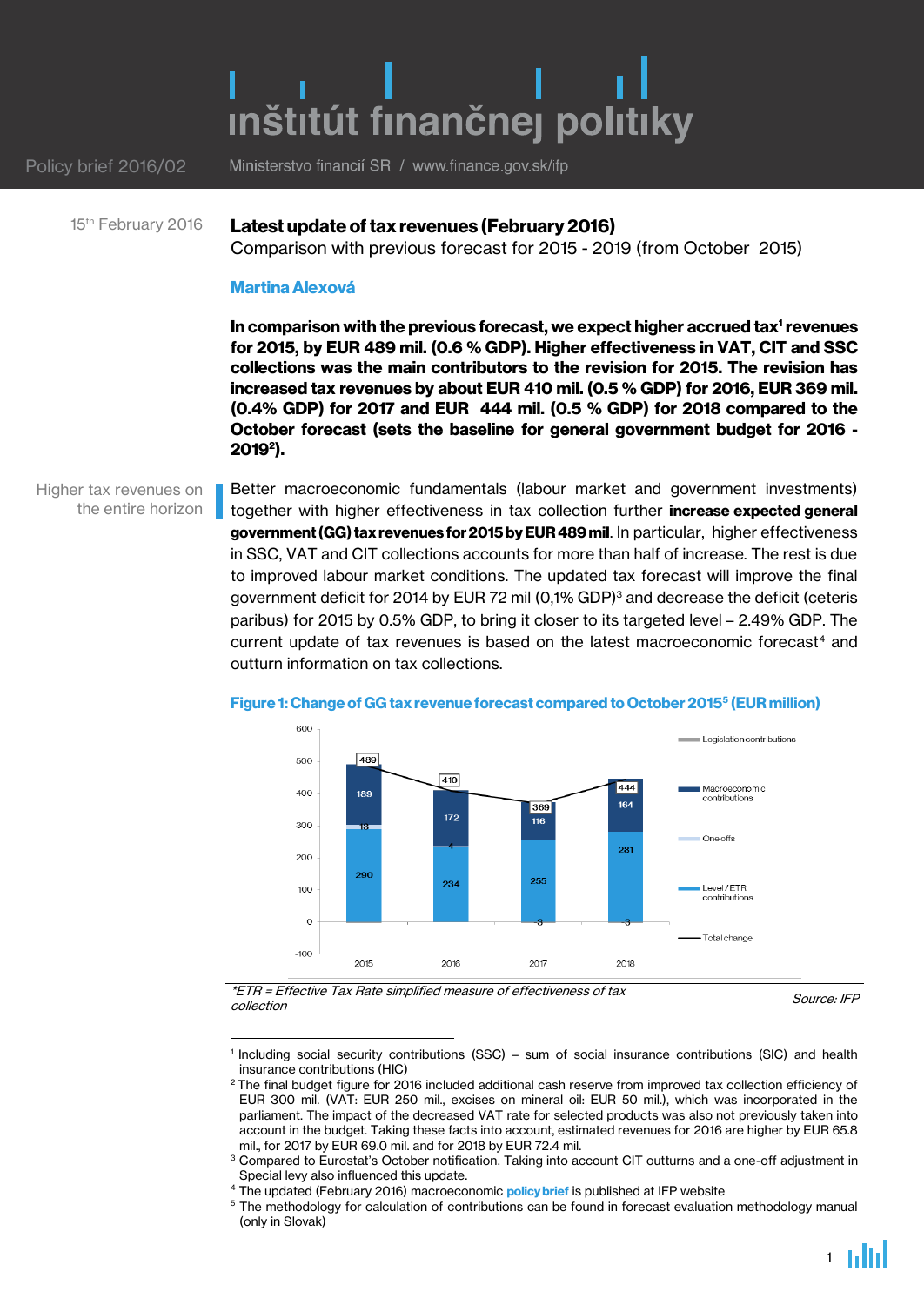Policy brief 2016/02

Ministerstvo financií SR / www.finance.gov.sk/ifp

15th February 2016

# Latest update of tax revenues (February 2016)

Comparison with previous forecast for 2015 - 2019 (from October 2015)

**Martina Alexová**

**In comparison with the previous forecast, we expect higher accrued tax[1] revenues for 2015, by EUR 489 mil. (0.6 % GDP). Higher effectiveness in VAT, CIT and SSC collections was the main contributors to the revision for 2015. The revision has increased tax revenues by about EUR 410 mil. (0.5 % GDP) for 2016, EUR 369 mil. (0.4% GDP) for 2017 and EUR 444 mil. (0.5 % GDP) for 2018 compared to the October forecast (sets the baseline for general government budget for 2016 - 2019[2]).**

*Higher tax revenues on the entire horizon*

Better macroeconomic fundamentals (labour market and government investments) together with higher effectiveness in tax collection further **increase expected general government (GG) tax revenues for 2015 by EUR 489 mil**. In particular, higher effectiveness in SSC, VAT and CIT collections accounts for more than half of increase. The rest is due to improved labour market conditions. The updated tax forecast will improve the final government deficit for 2014 by EUR 72 mil (0,1% GDP)[3] and decrease the deficit (ceteris paribus) for 2015 by 0.5% GDP, to bring it closer to its targeted level – 2.49% GDP. The current update of tax revenues is based on the latest macroeconomic forecast[4] and outturn information on tax collections.

**Figure 1: Change of GG tax revenue forecast compared to October 2015[5] (EUR million)**

| | 2015 | 2016 | 2017 | 2018 |
|---|---|---|---|---|
| Legislation contributions | | | | |
| Macroeconomic contributions | 189 | 172 | 116 | 164 |
| One offs | 13 | 4 | | |
| Level / ETR contributions | 290 | 234 | 255 | 281 |
| | | | -3 | -3 |
| Total change | 489 | 410 | 369 | 444 |

*ETR = Effective Tax Rate simplified measure of effectiveness of tax collection*

Source: IFP

---

[1] Including social security contributions (SSC) – sum of social insurance contributions (SIC) and health insurance contributions (HIC)

[2] The final budget figure for 2016 included additional cash reserve from improved tax collection efficiency of EUR 300 mil. (VAT: EUR 250 mil., excises on mineral oil: EUR 50 mil.), which was incorporated in the parliament. The impact of the decreased VAT rate for selected products was also not previously taken into account in the budget. Taking these facts into account, estimated revenues for 2016 are higher by EUR 65.8 mil., for 2017 by EUR 69.0 mil. and for 2018 by EUR 72.4 mil.

[3] Compared to Eurostat's October notification. Taking into account CIT outturns and a one-off adjustment in Special levy also influenced this update.

[4] The updated (February 2016) macroeconomic **policy brief** is published at IFP website

[5] The methodology for calculation of contributions can be found in forecast evaluation methodology manual (only in Slovak)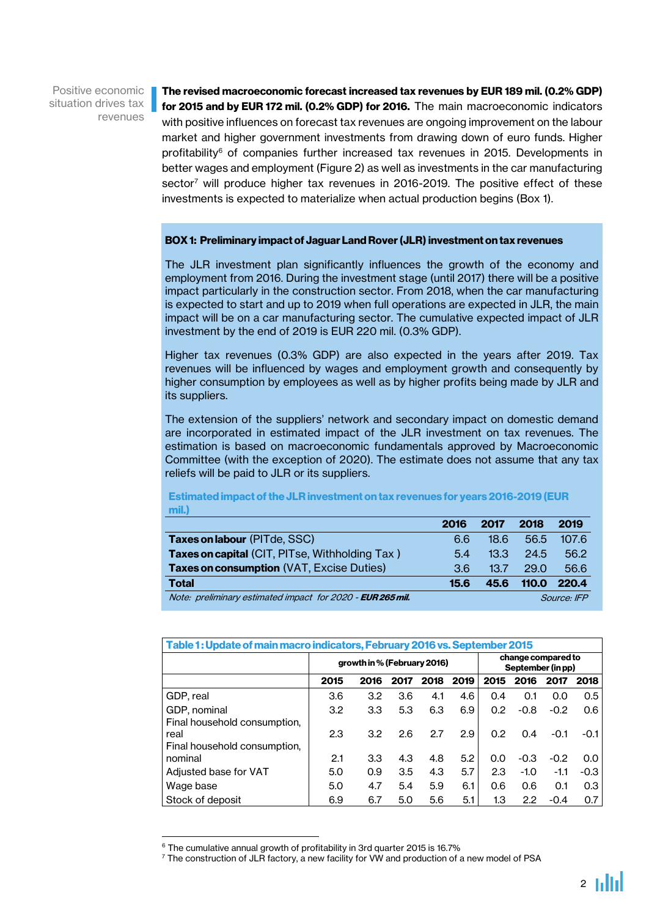Positive economic situation drives tax revenues

**The revised macroeconomic forecast increased tax revenues by EUR 189 mil. (0.2% GDP) for 2015 and by EUR 172 mil. (0.2% GDP) for 2016.** The main macroeconomic indicators with positive influences on forecast tax revenues are ongoing improvement on the labour market and higher government investments from drawing down of euro funds. Higher profitability[6] of companies further increased tax revenues in 2015. Developments in better wages and employment (Figure 2) as well as investments in the car manufacturing sector[7] will produce higher tax revenues in 2016-2019. The positive effect of these investments is expected to materialize when actual production begins (Box 1).

**BOX 1: Preliminary impact of Jaguar Land Rover (JLR) investment on tax revenues**

The JLR investment plan significantly influences the growth of the economy and employment from 2016. During the investment stage (until 2017) there will be a positive impact particularly in the construction sector. From 2018, when the car manufacturing is expected to start and up to 2019 when full operations are expected in JLR, the main impact will be on a car manufacturing sector. The cumulative expected impact of JLR investment by the end of 2019 is EUR 220 mil. (0.3% GDP).

Higher tax revenues (0.3% GDP) are also expected in the years after 2019. Tax revenues will be influenced by wages and employment growth and consequently by higher consumption by employees as well as by higher profits being made by JLR and its suppliers.

The extension of the suppliers' network and secondary impact on domestic demand are incorporated in estimated impact of the JLR investment on tax revenues. The estimation is based on macroeconomic fundamentals approved by Macroeconomic Committee (with the exception of 2020). The estimate does not assume that any tax reliefs will be paid to JLR or its suppliers.

**Estimated impact of the JLR investment on tax revenues for years 2016-2019 (EUR mil.)**

| | 2016 | 2017 | 2018 | 2019 |
|---|---|---|---|---|
| **Taxes on labour** (PITde, SSC) | 6.6 | 18.6 | 56.5 | 107.6 |
| **Taxes on capital** (CIT, PITse, Withholding Tax ) | 5.4 | 13.3 | 24.5 | 56.2 |
| **Taxes on consumption** (VAT, Excise Duties) | 3.6 | 13.7 | 29.0 | 56.6 |
| **Total** | **15.6** | **45.6** | **110.0** | **220.4** |

*Note: preliminary estimated impact for 2020 - **EUR 265 mil.*** *Source: IFP*

**Table 1: Update of main macro indicators, February 2016 vs. September 2015**

| | growth in % (February 2016) | | | | | change compared to September (in pp) | | | |
|---|---|---|---|---|---|---|---|---|---|
| | 2015 | 2016 | 2017 | 2018 | 2019 | 2015 | 2016 | 2017 | 2018 |
| GDP, real | 3.6 | 3.2 | 3.6 | 4.1 | 4.6 | 0.4 | 0.1 | 0.0 | 0.5 |
| GDP, nominal | 3.2 | 3.3 | 5.3 | 6.3 | 6.9 | 0.2 | -0.8 | -0.2 | 0.6 |
| Final household consumption, real | 2.3 | 3.2 | 2.6 | 2.7 | 2.9 | 0.2 | 0.4 | -0.1 | -0.1 |
| Final household consumption, nominal | 2.1 | 3.3 | 4.3 | 4.8 | 5.2 | 0.0 | -0.3 | -0.2 | 0.0 |
| Adjusted base for VAT | 5.0 | 0.9 | 3.5 | 4.3 | 5.7 | 2.3 | -1.0 | -1.1 | -0.3 |
| Wage base | 5.0 | 4.7 | 5.4 | 5.9 | 6.1 | 0.6 | 0.6 | 0.1 | 0.3 |
| Stock of deposit | 6.9 | 6.7 | 5.0 | 5.6 | 5.1 | 1.3 | 2.2 | -0.4 | 0.7 |

[6] The cumulative annual growth of profitability in 3rd quarter 2015 is 16.7%

[7] The construction of JLR factory, a new facility for VW and production of a new model of PSA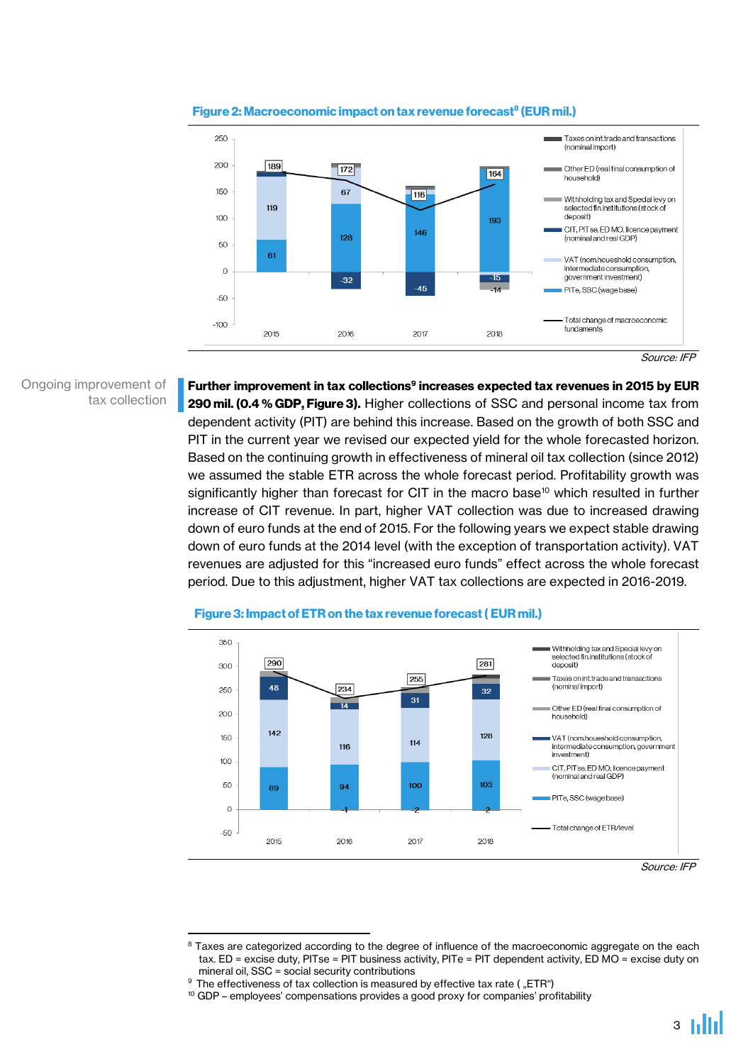**Figure 2: Macroeconomic impact on tax revenue forecast[8] (EUR mil.)**

Source: IFP

Ongoing improvement of tax collection

**Further improvement in tax collections[9] increases expected tax revenues in 2015 by EUR 290 mil. (0.4 % GDP, Figure 3).** Higher collections of SSC and personal income tax from dependent activity (PIT) are behind this increase. Based on the growth of both SSC and PIT in the current year we revised our expected yield for the whole forecasted horizon. Based on the continuing growth in effectiveness of mineral oil tax collection (since 2012) we assumed the stable ETR across the whole forecast period. Profitability growth was significantly higher than forecast for CIT in the macro base[10] which resulted in further increase of CIT revenue. In part, higher VAT collection was due to increased drawing down of euro funds at the end of 2015. For the following years we expect stable drawing down of euro funds at the 2014 level (with the exception of transportation activity). VAT revenues are adjusted for this "increased euro funds" effect across the whole forecast period. Due to this adjustment, higher VAT tax collections are expected in 2016-2019.

**Figure 3: Impact of ETR on the tax revenue forecast ( EUR mil.)**

Source: IFP

---

[8] Taxes are categorized according to the degree of influence of the macroeconomic aggregate on the each tax. ED = excise duty, PITse = PIT business activity, PITe = PIT dependent activity, ED MO = excise duty on mineral oil, SSC = social security contributions

[9] The effectiveness of tax collection is measured by effective tax rate ( „ETR")

[10] GDP – employees' compensations provides a good proxy for companies' profitability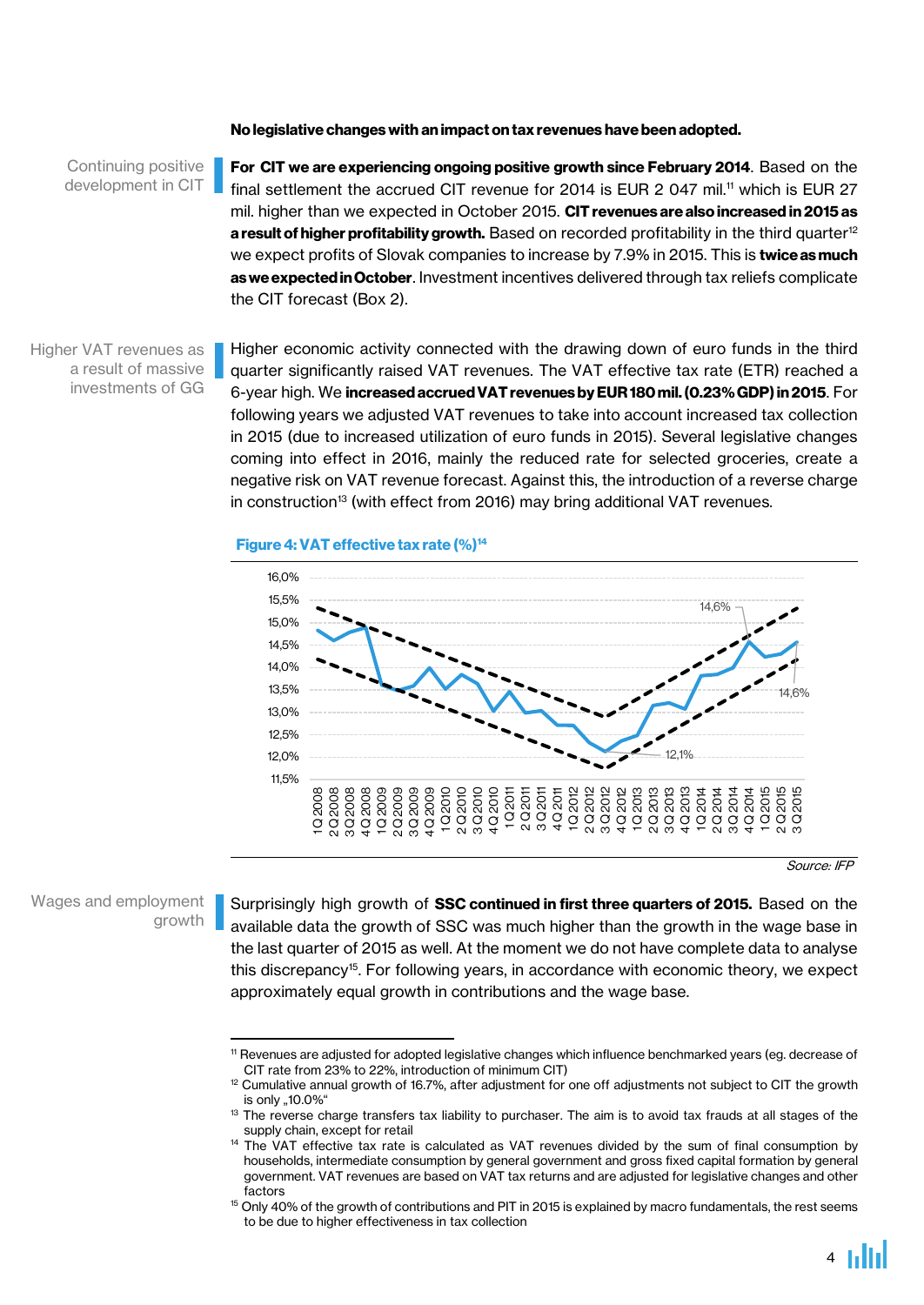**No legislative changes with an impact on tax revenues have been adopted.**

Continuing positive development in CIT

**For CIT we are experiencing ongoing positive growth since February 2014**. Based on the final settlement the accrued CIT revenue for 2014 is EUR 2 047 mil.[11] which is EUR 27 mil. higher than we expected in October 2015. **CIT revenues are also increased in 2015 as a result of higher profitability growth.** Based on recorded profitability in the third quarter[12] we expect profits of Slovak companies to increase by 7.9% in 2015. This is **twice as much as we expected in October**. Investment incentives delivered through tax reliefs complicate the CIT forecast (Box 2).

Higher VAT revenues as a result of massive investments of GG

Higher economic activity connected with the drawing down of euro funds in the third quarter significantly raised VAT revenues. The VAT effective tax rate (ETR) reached a 6-year high. We **increased accrued VAT revenues by EUR 180 mil. (0.23% GDP) in 2015**. For following years we adjusted VAT revenues to take into account increased tax collection in 2015 (due to increased utilization of euro funds in 2015). Several legislative changes coming into effect in 2016, mainly the reduced rate for selected groceries, create a negative risk on VAT revenue forecast. Against this, the introduction of a reverse charge in construction[13] (with effect from 2016) may bring additional VAT revenues.

**Figure 4: VAT effective tax rate (%)**[14]

Source: IFP

Wages and employment growth

Surprisingly high growth of **SSC continued in first three quarters of 2015.** Based on the available data the growth of SSC was much higher than the growth in the wage base in the last quarter of 2015 as well. At the moment we do not have complete data to analyse this discrepancy[15]. For following years, in accordance with economic theory, we expect approximately equal growth in contributions and the wage base.

[11] Revenues are adjusted for adopted legislative changes which influence benchmarked years (eg. decrease of CIT rate from 23% to 22%, introduction of minimum CIT)

[12] Cumulative annual growth of 16.7%, after adjustment for one off adjustments not subject to CIT the growth is only „10.0%"

[13] The reverse charge transfers tax liability to purchaser. The aim is to avoid tax frauds at all stages of the supply chain, except for retail

[14] The VAT effective tax rate is calculated as VAT revenues divided by the sum of final consumption by households, intermediate consumption by general government and gross fixed capital formation by general government. VAT revenues are based on VAT tax returns and are adjusted for legislative changes and other factors

[15] Only 40% of the growth of contributions and PIT in 2015 is explained by macro fundamentals, the rest seems to be due to higher effectiveness in tax collection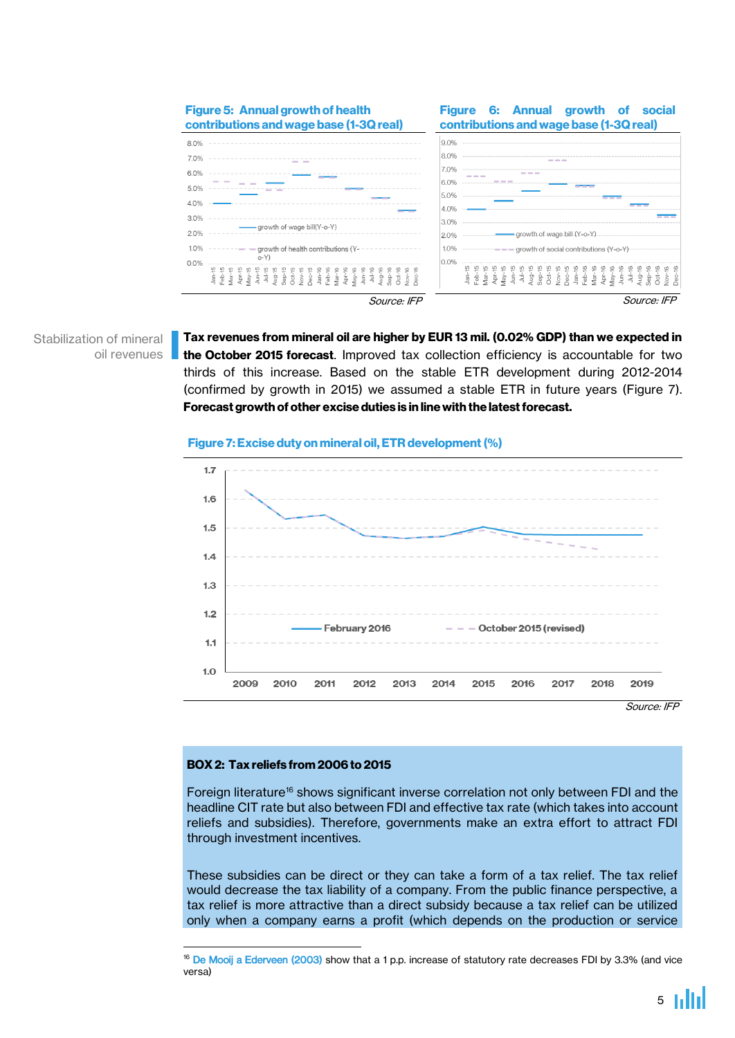**Figure 5: Annual growth of health contributions and wage base (1-3Q real)**

Source: IFP

**Figure 6: Annual growth of social contributions and wage base (1-3Q real)**

Source: IFP

Stabilization of mineral oil revenues

**Tax revenues from mineral oil are higher by EUR 13 mil. (0.02% GDP) than we expected in the October 2015 forecast**. Improved tax collection efficiency is accountable for two thirds of this increase. Based on the stable ETR development during 2012-2014 (confirmed by growth in 2015) we assumed a stable ETR in future years (Figure 7). **Forecast growth of other excise duties is in line with the latest forecast.**

**Figure 7: Excise duty on mineral oil, ETR development (%)**

Source: IFP

**BOX 2: Tax reliefs from 2006 to 2015**

Foreign literature[16] shows significant inverse correlation not only between FDI and the headline CIT rate but also between FDI and effective tax rate (which takes into account reliefs and subsidies). Therefore, governments make an extra effort to attract FDI through investment incentives.

These subsidies can be direct or they can take a form of a tax relief. The tax relief would decrease the tax liability of a company. From the public finance perspective, a tax relief is more attractive than a direct subsidy because a tax relief can be utilized only when a company earns a profit (which depends on the production or service

[16] De Mooij a Ederveen (2003) show that a 1 p.p. increase of statutory rate decreases FDI by 3.3% (and vice versa)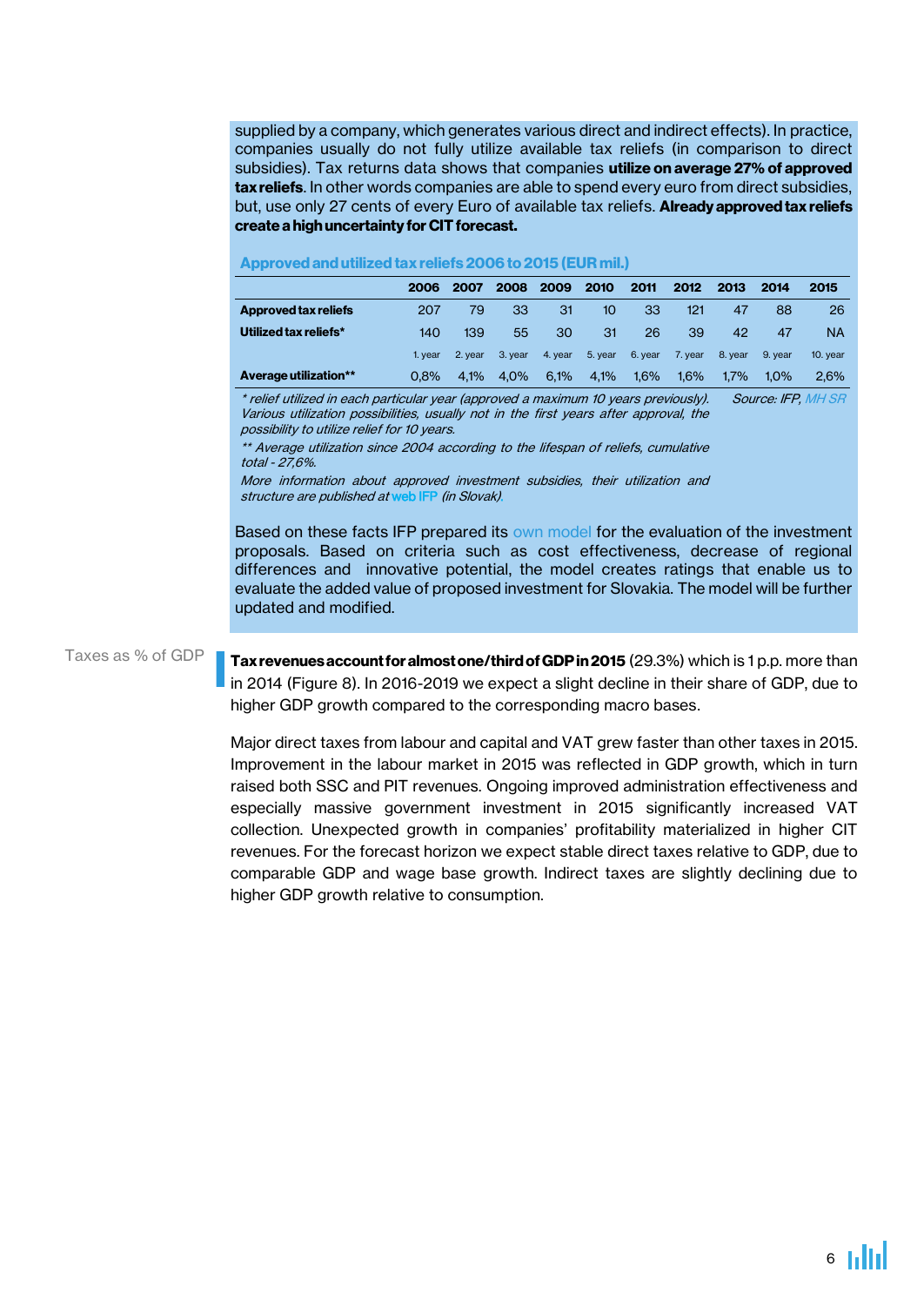supplied by a company, which generates various direct and indirect effects). In practice, companies usually do not fully utilize available tax reliefs (in comparison to direct subsidies). Tax returns data shows that companies **utilize on average 27% of approved tax reliefs**. In other words companies are able to spend every euro from direct subsidies, but, use only 27 cents of every Euro of available tax reliefs. **Already approved tax reliefs create a high uncertainty for CIT forecast.**

**Approved and utilized tax reliefs 2006 to 2015 (EUR mil.)**

| | 2006 | 2007 | 2008 | 2009 | 2010 | 2011 | 2012 | 2013 | 2014 | 2015 |
|---|---|---|---|---|---|---|---|---|---|---|
| **Approved tax reliefs** | 207 | 79 | 33 | 31 | 10 | 33 | 121 | 47 | 88 | 26 |
| **Utilized tax reliefs*** | 140 | 139 | 55 | 30 | 31 | 26 | 39 | 42 | 47 | NA |
| | 1. year | 2. year | 3. year | 4. year | 5. year | 6. year | 7. year | 8. year | 9. year | 10. year |
| **Average utilization**** | 0,8% | 4,1% | 4,0% | 6,1% | 4,1% | 1,6% | 1,6% | 1,7% | 1,0% | 2,6% |

*\* relief utilized in each particular year (approved a maximum 10 years previously). Various utilization possibilities, usually not in the first years after approval, the possibility to utilize relief for 10 years.*

*\*\* Average utilization since 2004 according to the lifespan of reliefs, cumulative total - 27,6%.*

*More information about approved investment subsidies, their utilization and structure are published at web IFP (in Slovak).*

*Source: IFP, MH SR*

Based on these facts IFP prepared its own model for the evaluation of the investment proposals. Based on criteria such as cost effectiveness, decrease of regional differences and innovative potential, the model creates ratings that enable us to evaluate the added value of proposed investment for Slovakia. The model will be further updated and modified.

Taxes as % of GDP

**Tax revenues account for almost one/third of GDP in 2015** (29.3%) which is 1 p.p. more than in 2014 (Figure 8). In 2016-2019 we expect a slight decline in their share of GDP, due to higher GDP growth compared to the corresponding macro bases.

Major direct taxes from labour and capital and VAT grew faster than other taxes in 2015. Improvement in the labour market in 2015 was reflected in GDP growth, which in turn raised both SSC and PIT revenues. Ongoing improved administration effectiveness and especially massive government investment in 2015 significantly increased VAT collection. Unexpected growth in companies' profitability materialized in higher CIT revenues. For the forecast horizon we expect stable direct taxes relative to GDP, due to comparable GDP and wage base growth. Indirect taxes are slightly declining due to higher GDP growth relative to consumption.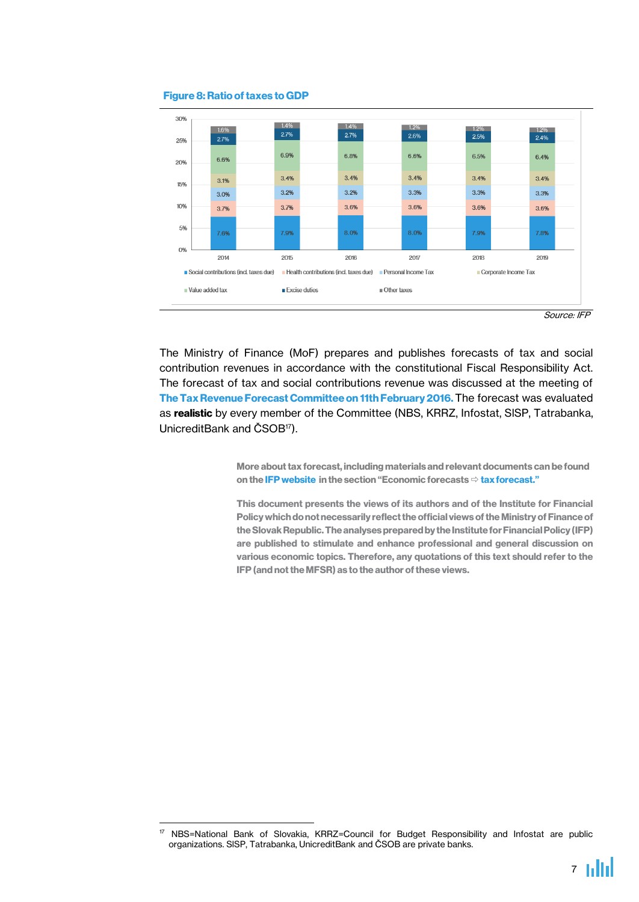**Figure 8: Ratio of taxes to GDP**

| | 2014 | 2015 | 2016 | 2017 | 2018 | 2019 |
|---|---|---|---|---|---|---|
| Social contributions (incl. taxes due) | 7.6% | 7.9% | 8.0% | 8.0% | 7.9% | 7.8% |
| Health contributions (incl. taxes due) | 3.7% | 3.7% | 3.6% | 3.6% | 3.6% | 3.6% |
| Personal Income Tax | 3.0% | 3.2% | 3.2% | 3.3% | 3.3% | 3.3% |
| Corporate Income Tax | 3.1% | 3.4% | 3.4% | 3.4% | 3.4% | 3.4% |
| Value added tax | 6.6% | 6.9% | 6.8% | 6.6% | 6.5% | 6.4% |
| Excise duties | 2.7% | 2.7% | 2.7% | 2.6% | 2.5% | 2.4% |
| Other taxes | 1.6% | 1.4% | 1.4% | 1.2% | 1.2% | 1.2% |

*Source: IFP*

The Ministry of Finance (MoF) prepares and publishes forecasts of tax and social contribution revenues in accordance with the constitutional Fiscal Responsibility Act. The forecast of tax and social contributions revenue was discussed at the meeting of **The Tax Revenue Forecast Committee on 11th February 2016.** The forecast was evaluated as **realistic** by every member of the Committee (NBS, KRRZ, Infostat, SISP, Tatrabanka, UnicreditBank and ČSOB[17]).

**More about tax forecast, including materials and relevant documents can be found on the IFP website in the section "Economic forecasts ⇨ tax forecast."**

**This document presents the views of its authors and of the Institute for Financial Policy which do not necessarily reflect the official views of the Ministry of Finance of the Slovak Republic. The analyses prepared by the Institute for Financial Policy (IFP) are published to stimulate and enhance professional and general discussion on various economic topics. Therefore, any quotations of this text should refer to the IFP (and not the MFSR) as to the author of these views.**

[17] NBS=National Bank of Slovakia, KRRZ=Council for Budget Responsibility and Infostat are public organizations. SISP, Tatrabanka, UnicreditBank and ČSOB are private banks.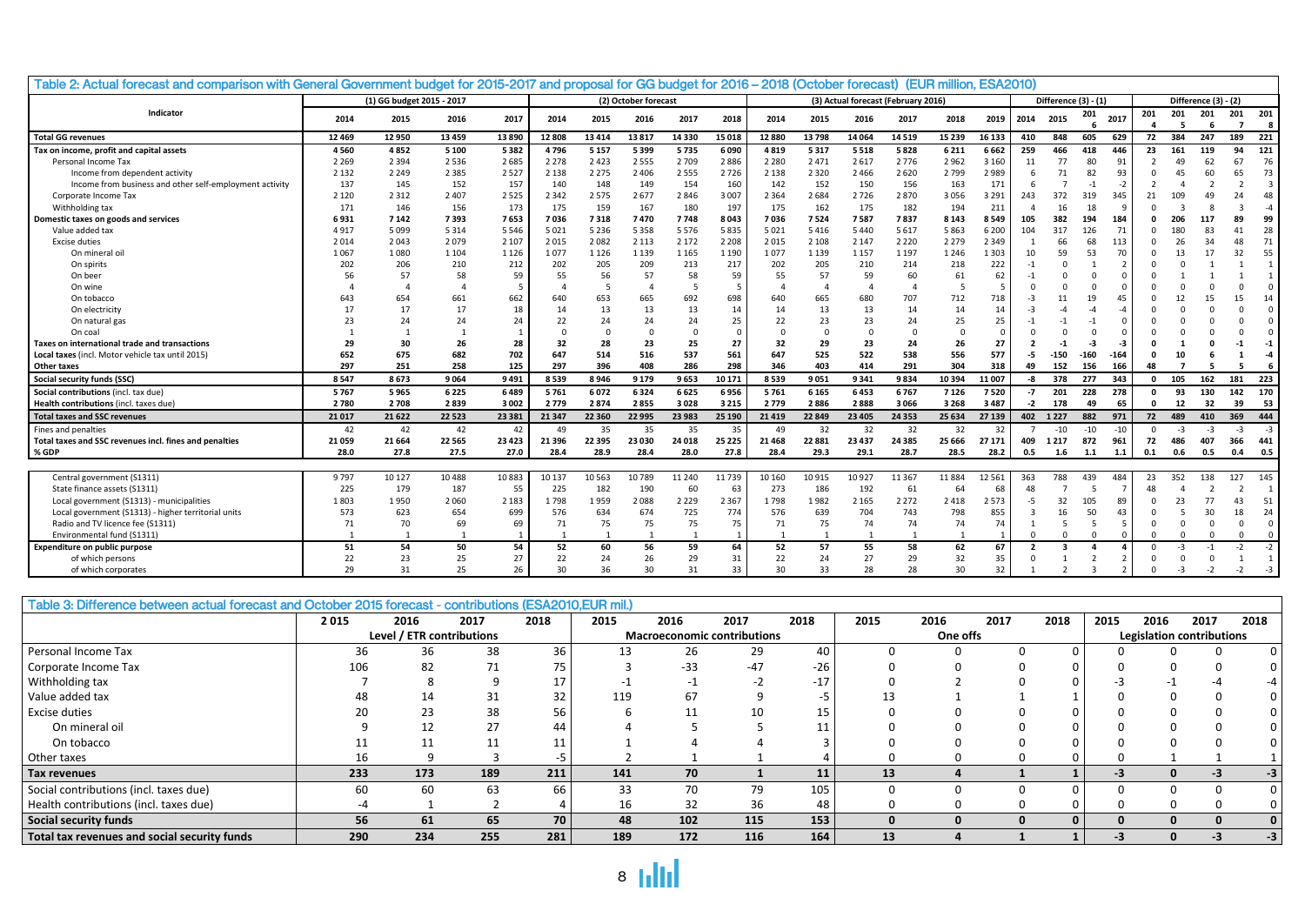Table 2: Actual forecast and comparison with General Government budget for 2015-2017 and proposal for GG budget for 2016 – 2018 (October forecast) (EUR million, ESA2010)

| Indicator | (1) GG budget 2015 - 2017 | | | | (2) October forecast | | | | | (3) Actual forecast (February 2016) | | | | | | Difference (3) - (1) | | | | Difference (3) - (2) | | | | |
|---|---|---|---|---|---|---|---|---|---|---|---|---|---|---|---|---|---|---|---|---|---|---|---|---|
| | 2014 | 2015 | 2016 | 2017 | 2014 | 2015 | 2016 | 2017 | 2018 | 2014 | 2015 | 2016 | 2017 | 2018 | 2019 | 2014 | 2015 | 2016 | 2017 | 2014 | 2015 | 2016 | 2017 | 2018 |
| **Total GG revenues** | 12 469 | 12 950 | 13 459 | 13 890 | 12 808 | 13 414 | 13 817 | 14 330 | 15 018 | 12 880 | 13 798 | 14 064 | 14 519 | 15 239 | 16 133 | 410 | 848 | 605 | 629 | 72 | 384 | 247 | 189 | 221 |
| **Tax on income, profit and capital assets** | 4 560 | 4 852 | 5 100 | 5 382 | 4 796 | 5 157 | 5 399 | 5 735 | 6 090 | 4 819 | 5 317 | 5 518 | 5 828 | 6 211 | 6 662 | 259 | 466 | 418 | 446 | 23 | 161 | 119 | 94 | 121 |
| Personal Income Tax | 2 269 | 2 394 | 2 536 | 2 685 | 2 278 | 2 423 | 2 555 | 2 709 | 2 886 | 2 280 | 2 471 | 2 617 | 2 776 | 2 962 | 3 160 | 11 | 77 | 80 | 91 | 2 | 49 | 62 | 67 | 76 |
| Income from dependent activity | 2 132 | 2 249 | 2 385 | 2 527 | 2 138 | 2 275 | 2 406 | 2 555 | 2 726 | 2 138 | 2 320 | 2 466 | 2 620 | 2 799 | 2 989 | 6 | 71 | 82 | 93 | 0 | 45 | 60 | 65 | 73 |
| Income from business and other self-employment activity | 137 | 145 | 152 | 157 | 140 | 148 | 149 | 154 | 160 | 142 | 152 | 150 | 156 | 163 | 171 | 6 | 7 | -1 | -2 | 2 | 4 | 2 | 2 | 3 |
| Corporate Income Tax | 2 120 | 2 312 | 2 407 | 2 525 | 2 342 | 2 575 | 2 677 | 2 846 | 3 007 | 2 364 | 2 684 | 2 726 | 2 870 | 3 056 | 3 291 | 243 | 372 | 319 | 345 | 21 | 109 | 49 | 24 | 48 |
| Withholding tax | 171 | 146 | 156 | 173 | 175 | 159 | 167 | 180 | 197 | 175 | 162 | 175 | 182 | 194 | 211 | 4 | 16 | 18 | 9 | 0 | 3 | 8 | 3 | -4 |
| **Domestic taxes on goods and services** | 6 931 | 7 142 | 7 393 | 7 653 | 7 036 | 7 318 | 7 470 | 7 748 | 8 043 | 7 036 | 7 524 | 7 587 | 7 837 | 8 143 | 8 549 | 105 | 382 | 194 | 184 | 0 | 206 | 117 | 89 | 99 |
| Value added tax | 4 917 | 5 099 | 5 314 | 5 546 | 5 021 | 5 236 | 5 358 | 5 576 | 5 835 | 5 021 | 5 416 | 5 440 | 5 617 | 5 863 | 6 200 | 104 | 317 | 126 | 71 | 0 | 180 | 83 | 41 | 28 |
| Excise duties | 2 014 | 2 043 | 2 079 | 2 107 | 2 015 | 2 082 | 2 113 | 2 172 | 2 208 | 2 015 | 2 108 | 2 147 | 2 220 | 2 279 | 2 349 | 1 | 66 | 68 | 113 | 0 | 26 | 34 | 48 | 71 |
| On mineral oil | 1 067 | 1 080 | 1 104 | 1 126 | 1 077 | 1 126 | 1 139 | 1 165 | 1 190 | 1 077 | 1 139 | 1 157 | 1 197 | 1 246 | 1 303 | 10 | 59 | 53 | 70 | 0 | 13 | 17 | 32 | 55 |
| On spirits | 202 | 206 | 210 | 212 | 202 | 205 | 209 | 213 | 217 | 202 | 205 | 210 | 214 | 218 | 222 | -1 | 0 | 1 | 2 | 0 | 0 | 1 | 1 | 1 |
| On beer | 56 | 57 | 58 | 59 | 55 | 56 | 57 | 58 | 59 | 55 | 57 | 59 | 60 | 61 | 62 | -1 | 0 | 0 | 0 | 0 | 1 | 1 | 1 | 1 |
| On wine | 4 | 4 | 4 | 5 | 4 | 5 | 4 | 5 | 5 | 4 | 4 | 4 | 4 | 5 | 5 | 0 | 0 | 0 | 0 | 0 | 0 | 0 | 0 | 0 |
| On tobacco | 643 | 654 | 661 | 662 | 640 | 653 | 665 | 692 | 698 | 640 | 665 | 680 | 707 | 712 | 718 | -3 | 11 | 19 | 45 | 0 | 12 | 15 | 15 | 14 |
| On electricity | 17 | 17 | 17 | 18 | 14 | 13 | 13 | 13 | 14 | 14 | 13 | 13 | 14 | 14 | 14 | -3 | -4 | -4 | -4 | 0 | 0 | 0 | 0 | 0 |
| On natural gas | 23 | 24 | 24 | 24 | 22 | 24 | 24 | 24 | 25 | 22 | 23 | 23 | 24 | 25 | 25 | -1 | -1 | -1 | 0 | 0 | 0 | 0 | 0 | 0 |
| On coal | 1 | 1 | 1 | 1 | 0 | 0 | 0 | 0 | 0 | 0 | 0 | 0 | 0 | 0 | 0 | 0 | 0 | 0 | 0 | 0 | 0 | 0 | 0 | 0 |
| **Taxes on international trade and transactions** | 29 | 30 | 26 | 28 | 32 | 28 | 23 | 25 | 27 | 32 | 29 | 23 | 24 | 26 | 27 | 2 | -1 | -3 | -3 | 0 | 1 | 0 | -1 | -1 |
| **Local taxes** (incl. Motor vehicle tax until 2015) | 652 | 675 | 682 | 702 | 647 | 514 | 516 | 537 | 561 | 647 | 525 | 522 | 538 | 556 | 577 | -5 | -150 | -160 | -164 | 0 | 10 | 6 | 1 | -4 |
| **Other taxes** | 297 | 251 | 258 | 125 | 297 | 396 | 408 | 286 | 298 | 346 | 403 | 414 | 291 | 304 | 318 | 49 | 152 | 156 | 166 | 48 | 7 | 5 | 5 | 6 |
| **Social security funds (SSC)** | 8 547 | 8 673 | 9 064 | 9 491 | 8 539 | 8 946 | 9 179 | 9 653 | 10 171 | 8 539 | 9 051 | 9 341 | 9 834 | 10 394 | 11 007 | -8 | 378 | 277 | 343 | 0 | 105 | 162 | 181 | 223 |
| **Social contributions** (incl. tax due) | 5 767 | 5 965 | 6 225 | 6 489 | 5 761 | 6 072 | 6 324 | 6 625 | 6 956 | 5 761 | 6 165 | 6 453 | 6 767 | 7 126 | 7 520 | -7 | 201 | 228 | 278 | 0 | 93 | 130 | 142 | 170 |
| **Health contributions** (incl. taxes due) | 2 780 | 2 708 | 2 839 | 3 002 | 2 779 | 2 874 | 2 855 | 3 028 | 3 215 | 2 779 | 2 886 | 2 888 | 3 066 | 3 268 | 3 487 | -2 | 178 | 49 | 65 | 0 | 12 | 32 | 39 | 53 |
| **Total taxes and SSC revenues** | 21 017 | 21 622 | 22 523 | 23 381 | 21 347 | 22 360 | 22 995 | 23 983 | 25 190 | 21 419 | 22 849 | 23 405 | 24 353 | 25 634 | 27 139 | 402 | 1 227 | 882 | 971 | 72 | 489 | 410 | 369 | 444 |
| Fines and penalties | 42 | 42 | 42 | 42 | 49 | 35 | 35 | 35 | 35 | 49 | 32 | 32 | 32 | 32 | 32 | 7 | -10 | -10 | -10 | 0 | -3 | -3 | -3 | -3 |
| **Total taxes and SSC revenues incl. fines and penalties** | 21 059 | 21 664 | 22 565 | 23 423 | 21 396 | 22 395 | 23 030 | 24 018 | 25 225 | 21 468 | 22 881 | 23 437 | 24 385 | 25 666 | 27 171 | 409 | 1 217 | 872 | 961 | 72 | 486 | 407 | 366 | 441 |
| **% GDP** | 28.0 | 27.8 | 27.5 | 27.0 | 28.4 | 28.9 | 28.4 | 28.0 | 27.8 | 28.4 | 29.3 | 29.1 | 28.7 | 28.5 | 28.2 | 0.5 | 1.6 | 1.1 | 1.1 | 0.1 | 0.6 | 0.5 | 0.4 | 0.5 |
| | | | | | | | | | | | | | | | | | | | | | | | | |
| Central government (S1311) | 9 797 | 10 127 | 10 488 | 10 883 | 10 137 | 10 563 | 10 789 | 11 240 | 11 739 | 10 160 | 10 915 | 10 927 | 11 367 | 11 884 | 12 561 | 363 | 788 | 439 | 484 | 23 | 352 | 138 | 127 | 145 |
| State finance assets (S1311) | 225 | 179 | 187 | 55 | 225 | 182 | 190 | 60 | 63 | 273 | 186 | 192 | 61 | 64 | 68 | 48 | 7 | 5 | 7 | 48 | 4 | 2 | 2 | 1 |
| Local government (S1313) - municipalities | 1 803 | 1 950 | 2 060 | 2 183 | 1 798 | 1 959 | 2 088 | 2 229 | 2 367 | 1 798 | 1 982 | 2 165 | 2 272 | 2 418 | 2 573 | -5 | 32 | 105 | 89 | 0 | 23 | 77 | 43 | 51 |
| Local government (S1313) - higher territorial units | 573 | 623 | 654 | 699 | 576 | 634 | 674 | 725 | 774 | 576 | 639 | 704 | 743 | 798 | 855 | 3 | 16 | 50 | 43 | 0 | 5 | 30 | 18 | 24 |
| Radio and TV licence fee (S1311) | 71 | 70 | 69 | 69 | 71 | 75 | 75 | 75 | 75 | 71 | 75 | 74 | 74 | 74 | 74 | 1 | 5 | 5 | 5 | 0 | 0 | 0 | 0 | 0 |
| Environmental fund (S1311) | 1 | 1 | 1 | 1 | 1 | 1 | 1 | 1 | 1 | 1 | 1 | 1 | 1 | 1 | 1 | 0 | 0 | 0 | 0 | 0 | 0 | 0 | 0 | 0 |
| **Expenditure on public purpose** | 51 | 54 | 50 | 54 | 52 | 60 | 56 | 59 | 64 | 52 | 57 | 55 | 58 | 62 | 67 | 2 | 3 | 4 | 4 | 0 | -3 | -1 | -2 | -2 |
| of which persons | 22 | 23 | 25 | 27 | 22 | 24 | 26 | 29 | 31 | 22 | 24 | 27 | 29 | 32 | 35 | 0 | 1 | 2 | 2 | 0 | 0 | 0 | 1 | 1 |
| of which corporates | 29 | 31 | 25 | 26 | 30 | 36 | 30 | 31 | 33 | 30 | 33 | 28 | 28 | 30 | 32 | 1 | 2 | 3 | 2 | 0 | -3 | -2 | -2 | -3 |

Table 3: Difference between actual forecast and October 2015 forecast - contributions (ESA2010,EUR mil.)

| | 2015 | 2016 | 2017 | 2018 | 2015 | 2016 | 2017 | 2018 | 2015 | 2016 | 2017 | 2018 | 2015 | 2016 | 2017 | 2018 |
|---|---|---|---|---|---|---|---|---|---|---|---|---|---|---|---|---|
| | Level / ETR contributions | | | | Macroeconomic contributions | | | | One offs | | | | Legislation contributions | | | |
| Personal Income Tax | 36 | 36 | 38 | 36 | 13 | 26 | 29 | 40 | 0 | 0 | 0 | 0 | 0 | 0 | 0 | 0 |
| Corporate Income Tax | 106 | 82 | 71 | 75 | 3 | -33 | -47 | -26 | 0 | 0 | 0 | 0 | 0 | 0 | 0 | 0 |
| Withholding tax | 7 | 8 | 9 | 17 | -1 | -1 | -2 | -17 | 0 | 2 | 0 | 0 | -3 | -1 | -4 | -4 |
| Value added tax | 48 | 14 | 31 | 32 | 119 | 67 | 9 | -5 | 13 | 1 | 1 | 1 | 0 | 0 | 0 | 0 |
| Excise duties | 20 | 23 | 38 | 56 | 6 | 11 | 10 | 15 | 0 | 0 | 0 | 0 | 0 | 0 | 0 | 0 |
| On mineral oil | 9 | 12 | 27 | 44 | 4 | 5 | 5 | 11 | 0 | 0 | 0 | 0 | 0 | 0 | 0 | 0 |
| On tobacco | 11 | 11 | 11 | 11 | 1 | 4 | 4 | 3 | 0 | 0 | 0 | 0 | 0 | 0 | 0 | 0 |
| Other taxes | 16 | 9 | 3 | -5 | 2 | 1 | 1 | 4 | 0 | 0 | 0 | 0 | 0 | 1 | 1 | 1 |
| **Tax revenues** | **233** | **173** | **189** | **211** | **141** | **70** | **1** | **11** | **13** | **4** | **1** | **1** | **-3** | **0** | **-3** | **-3** |
| Social contributions (incl. taxes due) | 60 | 60 | 63 | 66 | 33 | 70 | 79 | 105 | 0 | 0 | 0 | 0 | 0 | 0 | 0 | 0 |
| Health contributions (incl. taxes due) | -4 | 1 | 2 | 4 | 16 | 32 | 36 | 48 | 0 | 0 | 0 | 0 | 0 | 0 | 0 | 0 |
| **Social security funds** | **56** | **61** | **65** | **70** | **48** | **102** | **115** | **153** | **0** | **0** | **0** | **0** | **0** | **0** | **0** | **0** |
| **Total tax revenues and social security funds** | **290** | **234** | **255** | **281** | **189** | **172** | **116** | **164** | **13** | **4** | **1** | **1** | **-3** | **0** | **-3** | **-3** |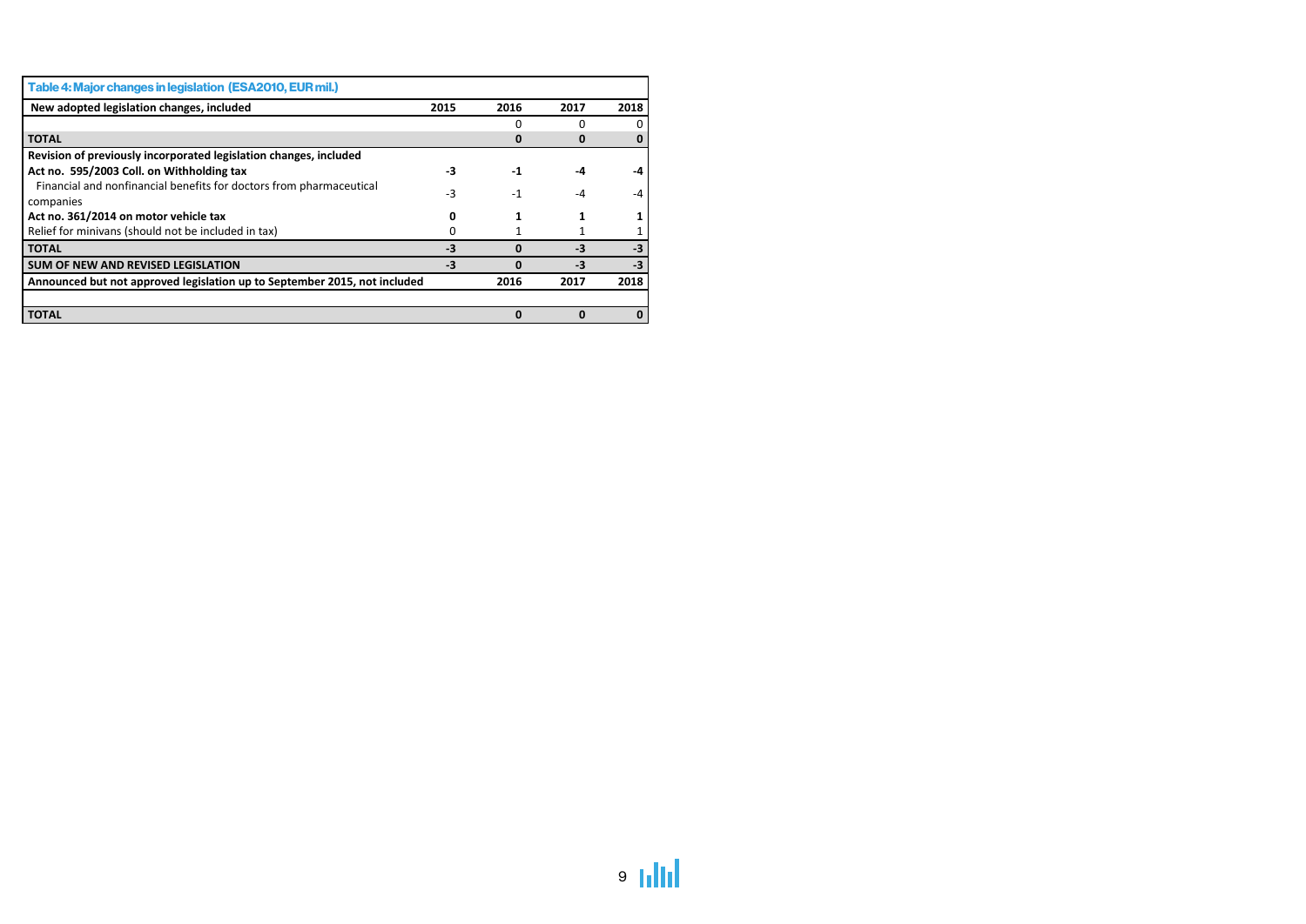**Table 4: Major changes in legislation (ESA2010, EUR mil.)**

| New adopted legislation changes, included | 2015 | 2016 | 2017 | 2018 |
|---|---|---|---|---|
| | | 0 | 0 | 0 |
| **TOTAL** | | **0** | **0** | **0** |
| **Revision of previously incorporated legislation changes, included** | | | | |
| **Act no. 595/2003 Coll. on Withholding tax** | **-3** | **-1** | **-4** | **-4** |
| Financial and nonfinancial benefits for doctors from pharmaceutical companies | -3 | -1 | -4 | -4 |
| **Act no. 361/2014 on motor vehicle tax** | **0** | **1** | **1** | **1** |
| Relief for minivans (should not be included in tax) | 0 | 1 | 1 | 1 |
| **TOTAL** | **-3** | **0** | **-3** | **-3** |
| **SUM OF NEW AND REVISED LEGISLATION** | **-3** | **0** | **-3** | **-3** |
| **Announced but not approved legislation up to September 2015, not included** | | **2016** | **2017** | **2018** |
| | | | | |
| **TOTAL** | | **0** | **0** | **0** |